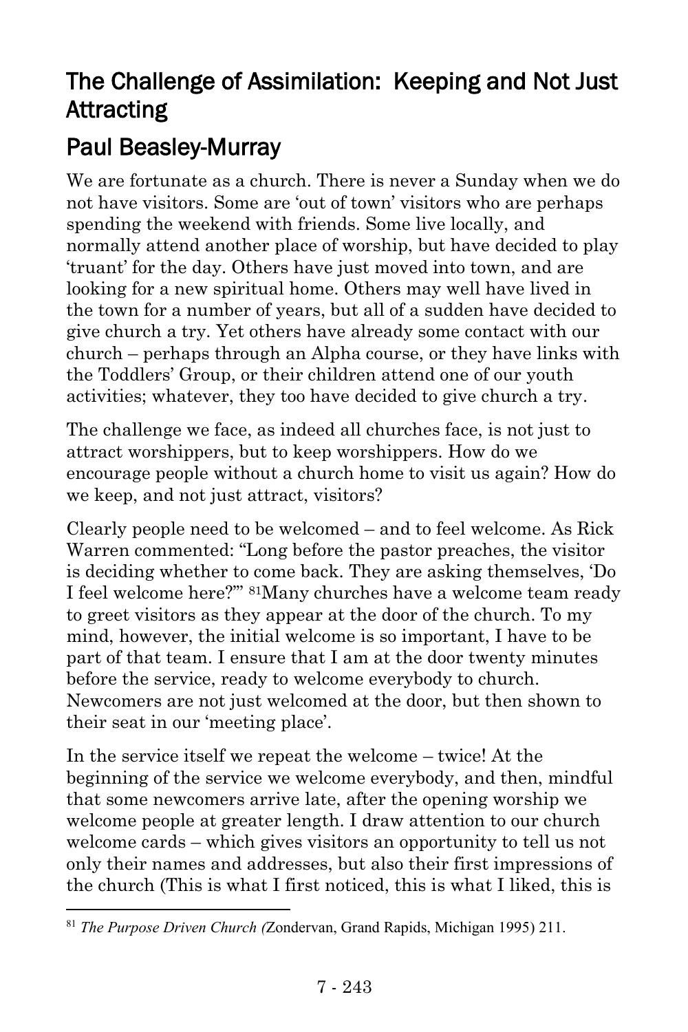## The Challenge of Assimilation: Keeping and Not Just Attracting

## Paul Beasley-Murray

We are fortunate as a church. There is never a Sunday when we do not have visitors. Some are 'out of town' visitors who are perhaps spending the weekend with friends. Some live locally, and normally attend another place of worship, but have decided to play 'truant' for the day. Others have just moved into town, and are looking for a new spiritual home. Others may well have lived in the town for a number of years, but all of a sudden have decided to give church a try. Yet others have already some contact with our church – perhaps through an Alpha course, or they have links with the Toddlers' Group, or their children attend one of our youth activities; whatever, they too have decided to give church a try.

The challenge we face, as indeed all churches face, is not just to attract worshippers, but to keep worshippers. How do we encourage people without a church home to visit us again? How do we keep, and not just attract, visitors?

Clearly people need to be welcomed – and to feel welcome. As Rick Warren commented: "Long before the pastor preaches, the visitor is deciding whether to come back. They are asking themselves, 'Do I feel welcome here?'"[81] Many churches have a welcome team ready to greet visitors as they appear at the door of the church. To my mind, however, the initial welcome is so important, I have to be part of that team. I ensure that I am at the door twenty minutes before the service, ready to welcome everybody to church. Newcomers are not just welcomed at the door, but then shown to their seat in our 'meeting place'.

In the service itself we repeat the welcome – twice! At the beginning of the service we welcome everybody, and then, mindful that some newcomers arrive late, after the opening worship we welcome people at greater length. I draw attention to our church welcome cards – which gives visitors an opportunity to tell us not only their names and addresses, but also their first impressions of the church (This is what I first noticed, this is what I liked, this is

[81] *The Purpose Driven Church (*Zondervan, Grand Rapids, Michigan 1995) 211.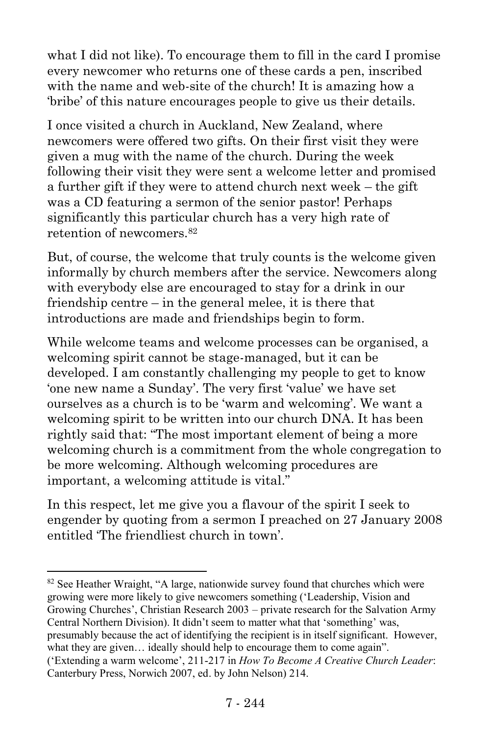what I did not like). To encourage them to fill in the card I promise every newcomer who returns one of these cards a pen, inscribed with the name and web-site of the church! It is amazing how a 'bribe' of this nature encourages people to give us their details.

I once visited a church in Auckland, New Zealand, where newcomers were offered two gifts. On their first visit they were given a mug with the name of the church. During the week following their visit they were sent a welcome letter and promised a further gift if they were to attend church next week – the gift was a CD featuring a sermon of the senior pastor! Perhaps significantly this particular church has a very high rate of retention of newcomers.[82]

But, of course, the welcome that truly counts is the welcome given informally by church members after the service. Newcomers along with everybody else are encouraged to stay for a drink in our friendship centre – in the general melee, it is there that introductions are made and friendships begin to form.

While welcome teams and welcome processes can be organised, a welcoming spirit cannot be stage-managed, but it can be developed. I am constantly challenging my people to get to know 'one new name a Sunday'. The very first 'value' we have set ourselves as a church is to be 'warm and welcoming'. We want a welcoming spirit to be written into our church DNA. It has been rightly said that: "The most important element of being a more welcoming church is a commitment from the whole congregation to be more welcoming. Although welcoming procedures are important, a welcoming attitude is vital."

In this respect, let me give you a flavour of the spirit I seek to engender by quoting from a sermon I preached on 27 January 2008 entitled 'The friendliest church in town'.

---

[82] See Heather Wraight, "A large, nationwide survey found that churches which were growing were more likely to give newcomers something ('Leadership, Vision and Growing Churches', Christian Research 2003 – private research for the Salvation Army Central Northern Division). It didn't seem to matter what that 'something' was, presumably because the act of identifying the recipient is in itself significant. However, what they are given… ideally should help to encourage them to come again". ('Extending a warm welcome', 211-217 in *How To Become A Creative Church Leader*: Canterbury Press, Norwich 2007, ed. by John Nelson) 214.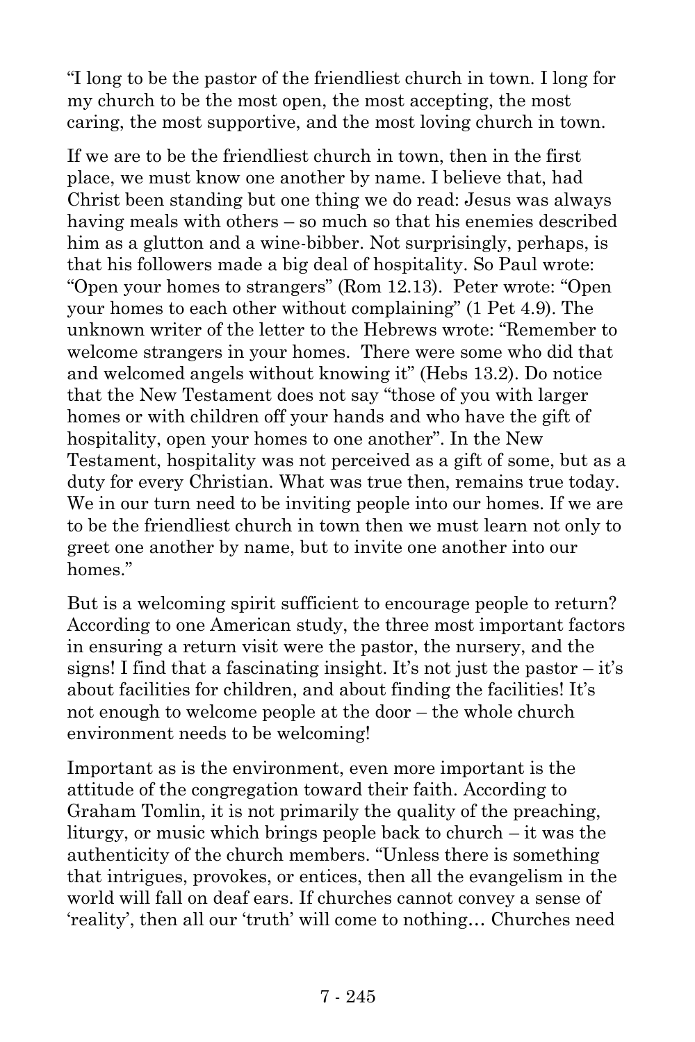"I long to be the pastor of the friendliest church in town. I long for my church to be the most open, the most accepting, the most caring, the most supportive, and the most loving church in town.

If we are to be the friendliest church in town, then in the first place, we must know one another by name. I believe that, had Christ been standing but one thing we do read: Jesus was always having meals with others – so much so that his enemies described him as a glutton and a wine-bibber. Not surprisingly, perhaps, is that his followers made a big deal of hospitality. So Paul wrote: "Open your homes to strangers" (Rom 12.13). Peter wrote: "Open your homes to each other without complaining" (1 Pet 4.9). The unknown writer of the letter to the Hebrews wrote: "Remember to welcome strangers in your homes. There were some who did that and welcomed angels without knowing it" (Hebs 13.2). Do notice that the New Testament does not say "those of you with larger homes or with children off your hands and who have the gift of hospitality, open your homes to one another". In the New Testament, hospitality was not perceived as a gift of some, but as a duty for every Christian. What was true then, remains true today. We in our turn need to be inviting people into our homes. If we are to be the friendliest church in town then we must learn not only to greet one another by name, but to invite one another into our homes."

But is a welcoming spirit sufficient to encourage people to return? According to one American study, the three most important factors in ensuring a return visit were the pastor, the nursery, and the signs! I find that a fascinating insight. It's not just the pastor – it's about facilities for children, and about finding the facilities! It's not enough to welcome people at the door – the whole church environment needs to be welcoming!

Important as is the environment, even more important is the attitude of the congregation toward their faith. According to Graham Tomlin, it is not primarily the quality of the preaching, liturgy, or music which brings people back to church – it was the authenticity of the church members. "Unless there is something that intrigues, provokes, or entices, then all the evangelism in the world will fall on deaf ears. If churches cannot convey a sense of 'reality', then all our 'truth' will come to nothing… Churches need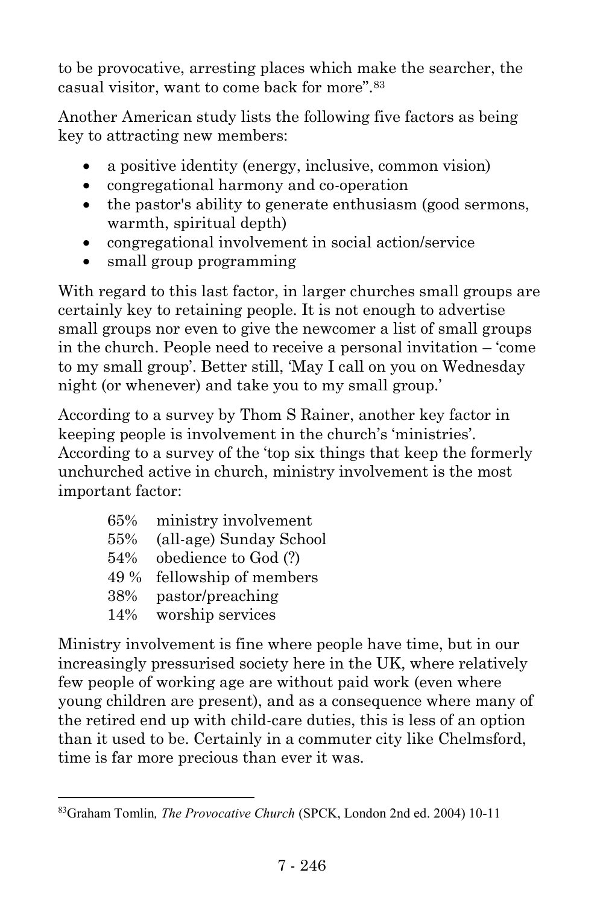to be provocative, arresting places which make the searcher, the casual visitor, want to come back for more".[83]

Another American study lists the following five factors as being key to attracting new members:

- a positive identity (energy, inclusive, common vision)
- congregational harmony and co-operation
- the pastor's ability to generate enthusiasm (good sermons, warmth, spiritual depth)
- congregational involvement in social action/service
- small group programming

With regard to this last factor, in larger churches small groups are certainly key to retaining people. It is not enough to advertise small groups nor even to give the newcomer a list of small groups in the church. People need to receive a personal invitation – 'come to my small group'. Better still, 'May I call on you on Wednesday night (or whenever) and take you to my small group.'

According to a survey by Thom S Rainer, another key factor in keeping people is involvement in the church's 'ministries'. According to a survey of the 'top six things that keep the formerly unchurched active in church, ministry involvement is the most important factor:

| | |
|---|---|
| 65% | ministry involvement |
| 55% | (all-age) Sunday School |
| 54% | obedience to God (?) |
| 49 % | fellowship of members |
| 38% | pastor/preaching |
| 14% | worship services |

Ministry involvement is fine where people have time, but in our increasingly pressurised society here in the UK, where relatively few people of working age are without paid work (even where young children are present), and as a consequence where many of the retired end up with child-care duties, this is less of an option than it used to be. Certainly in a commuter city like Chelmsford, time is far more precious than ever it was.

---

[83] Graham Tomlin, *The Provocative Church* (SPCK, London 2nd ed. 2004) 10-11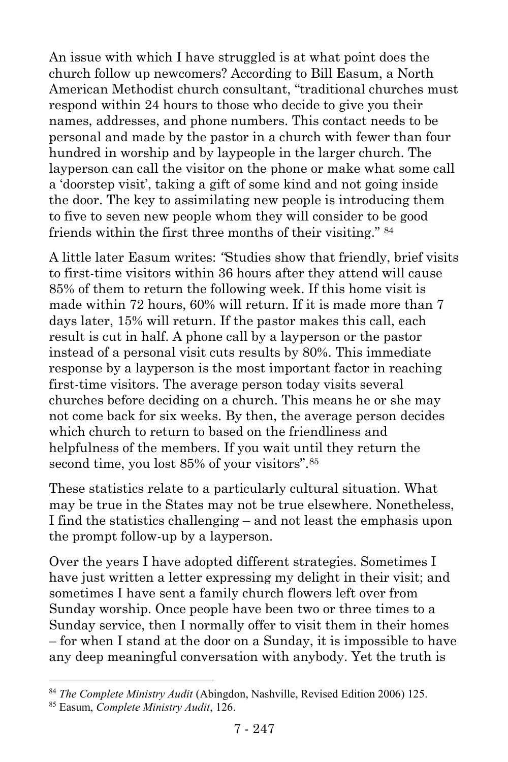An issue with which I have struggled is at what point does the church follow up newcomers? According to Bill Easum, a North American Methodist church consultant, "traditional churches must respond within 24 hours to those who decide to give you their names, addresses, and phone numbers. This contact needs to be personal and made by the pastor in a church with fewer than four hundred in worship and by laypeople in the larger church. The layperson can call the visitor on the phone or make what some call a 'doorstep visit', taking a gift of some kind and not going inside the door. The key to assimilating new people is introducing them to five to seven new people whom they will consider to be good friends within the first three months of their visiting." [84]

A little later Easum writes: "Studies show that friendly, brief visits to first-time visitors within 36 hours after they attend will cause 85% of them to return the following week. If this home visit is made within 72 hours, 60% will return. If it is made more than 7 days later, 15% will return. If the pastor makes this call, each result is cut in half. A phone call by a layperson or the pastor instead of a personal visit cuts results by 80%. This immediate response by a layperson is the most important factor in reaching first-time visitors. The average person today visits several churches before deciding on a church. This means he or she may not come back for six weeks. By then, the average person decides which church to return to based on the friendliness and helpfulness of the members. If you wait until they return the second time, you lost 85% of your visitors".[85]

These statistics relate to a particularly cultural situation. What may be true in the States may not be true elsewhere. Nonetheless, I find the statistics challenging – and not least the emphasis upon the prompt follow-up by a layperson.

Over the years I have adopted different strategies. Sometimes I have just written a letter expressing my delight in their visit; and sometimes I have sent a family church flowers left over from Sunday worship. Once people have been two or three times to a Sunday service, then I normally offer to visit them in their homes – for when I stand at the door on a Sunday, it is impossible to have any deep meaningful conversation with anybody. Yet the truth is

---

[84] *The Complete Ministry Audit* (Abingdon, Nashville, Revised Edition 2006) 125.

[85] Easum, *Complete Ministry Audit*, 126.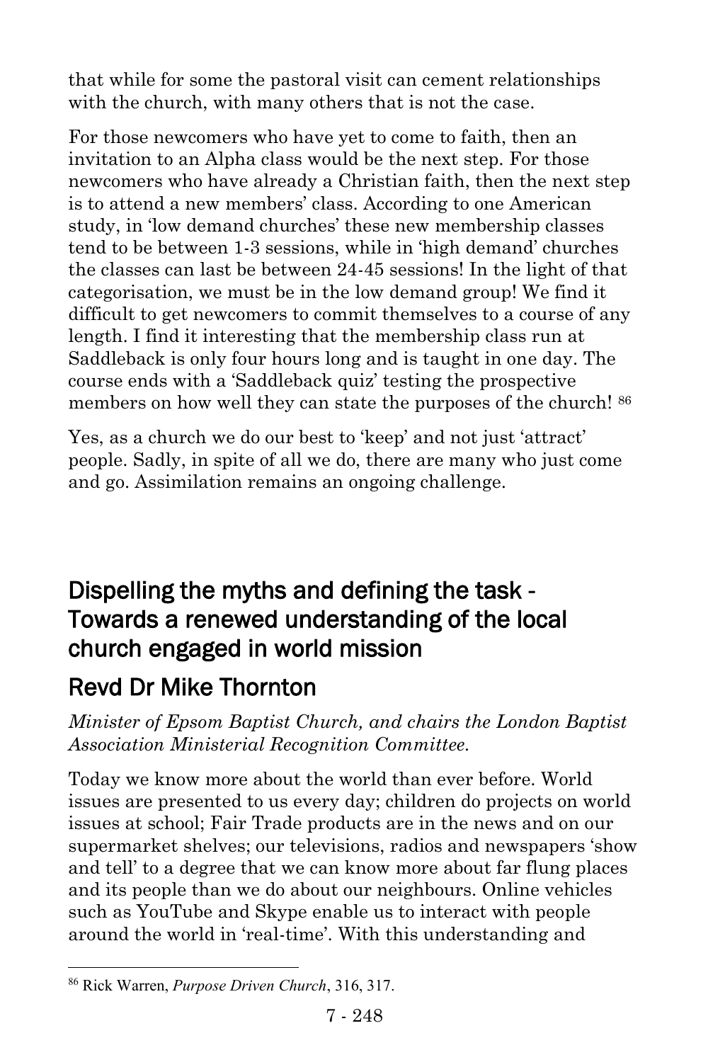that while for some the pastoral visit can cement relationships with the church, with many others that is not the case.

For those newcomers who have yet to come to faith, then an invitation to an Alpha class would be the next step. For those newcomers who have already a Christian faith, then the next step is to attend a new members' class. According to one American study, in 'low demand churches' these new membership classes tend to be between 1-3 sessions, while in 'high demand' churches the classes can last be between 24-45 sessions! In the light of that categorisation, we must be in the low demand group! We find it difficult to get newcomers to commit themselves to a course of any length. I find it interesting that the membership class run at Saddleback is only four hours long and is taught in one day. The course ends with a 'Saddleback quiz' testing the prospective members on how well they can state the purposes of the church! [86]

Yes, as a church we do our best to 'keep' and not just 'attract' people. Sadly, in spite of all we do, there are many who just come and go. Assimilation remains an ongoing challenge.

## Dispelling the myths and defining the task - Towards a renewed understanding of the local church engaged in world mission

### Revd Dr Mike Thornton

*Minister of Epsom Baptist Church, and chairs the London Baptist Association Ministerial Recognition Committee.*

Today we know more about the world than ever before. World issues are presented to us every day; children do projects on world issues at school; Fair Trade products are in the news and on our supermarket shelves; our televisions, radios and newspapers 'show and tell' to a degree that we can know more about far flung places and its people than we do about our neighbours. Online vehicles such as YouTube and Skype enable us to interact with people around the world in 'real-time'. With this understanding and

[86] Rick Warren, *Purpose Driven Church*, 316, 317.